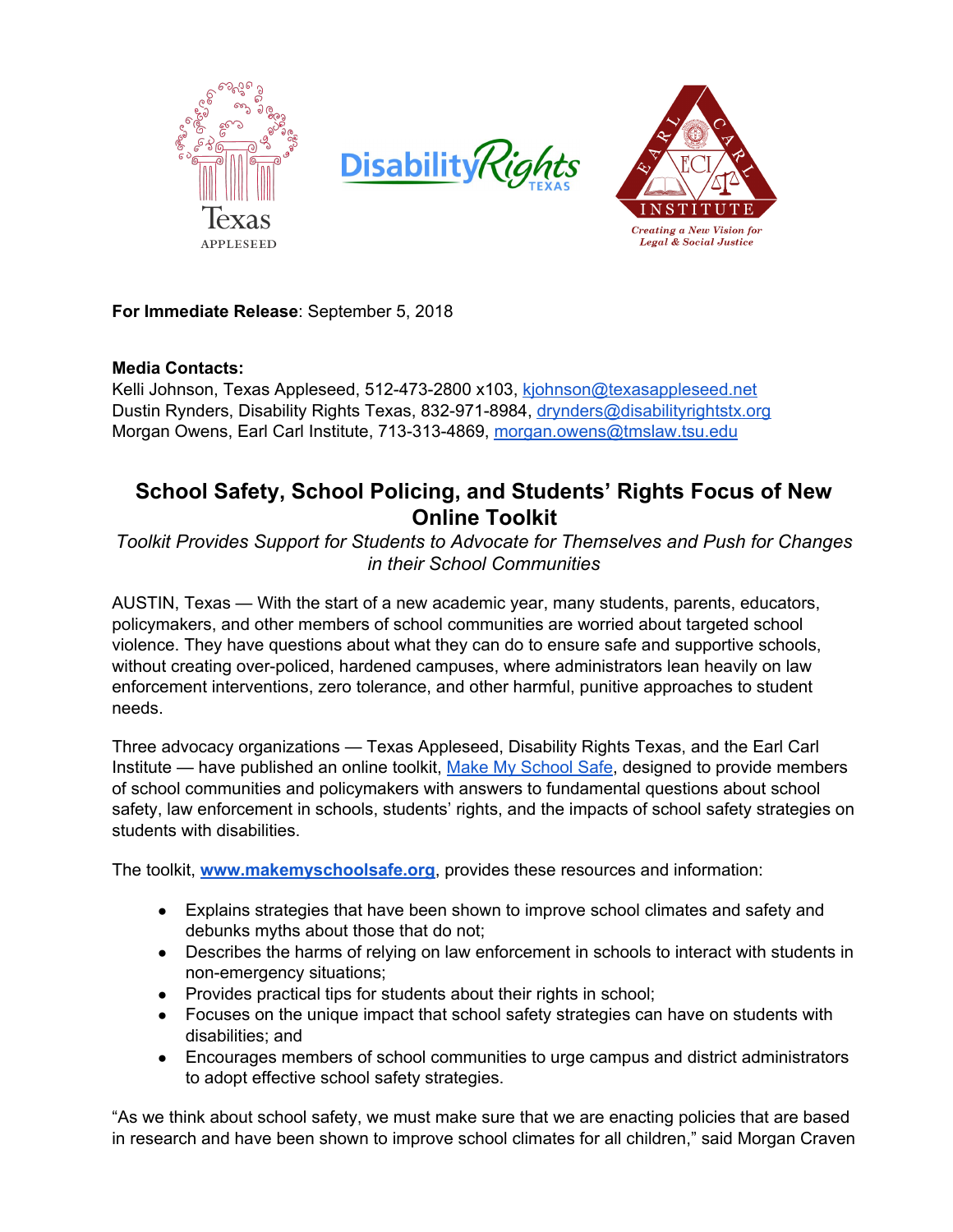**For Immediate Release**: September 5, 2018

**Media Contacts:**
Kelli Johnson, Texas Appleseed, 512-473-2800 x103, kjohnson@texasappleseed.net
Dustin Rynders, Disability Rights Texas, 832-971-8984, drynders@disabilityrightstx.org
Morgan Owens, Earl Carl Institute, 713-313-4869, morgan.owens@tmslaw.tsu.edu

# School Safety, School Policing, and Students' Rights Focus of New Online Toolkit

*Toolkit Provides Support for Students to Advocate for Themselves and Push for Changes in their School Communities*

AUSTIN, Texas — With the start of a new academic year, many students, parents, educators, policymakers, and other members of school communities are worried about targeted school violence. They have questions about what they can do to ensure safe and supportive schools, without creating over-policed, hardened campuses, where administrators lean heavily on law enforcement interventions, zero tolerance, and other harmful, punitive approaches to student needs.

Three advocacy organizations — Texas Appleseed, Disability Rights Texas, and the Earl Carl Institute — have published an online toolkit, Make My School Safe, designed to provide members of school communities and policymakers with answers to fundamental questions about school safety, law enforcement in schools, students' rights, and the impacts of school safety strategies on students with disabilities.

The toolkit, **www.makemyschoolsafe.org**, provides these resources and information:

- Explains strategies that have been shown to improve school climates and safety and debunks myths about those that do not;
- Describes the harms of relying on law enforcement in schools to interact with students in non-emergency situations;
- Provides practical tips for students about their rights in school;
- Focuses on the unique impact that school safety strategies can have on students with disabilities; and
- Encourages members of school communities to urge campus and district administrators to adopt effective school safety strategies.

"As we think about school safety, we must make sure that we are enacting policies that are based in research and have been shown to improve school climates for all children," said Morgan Craven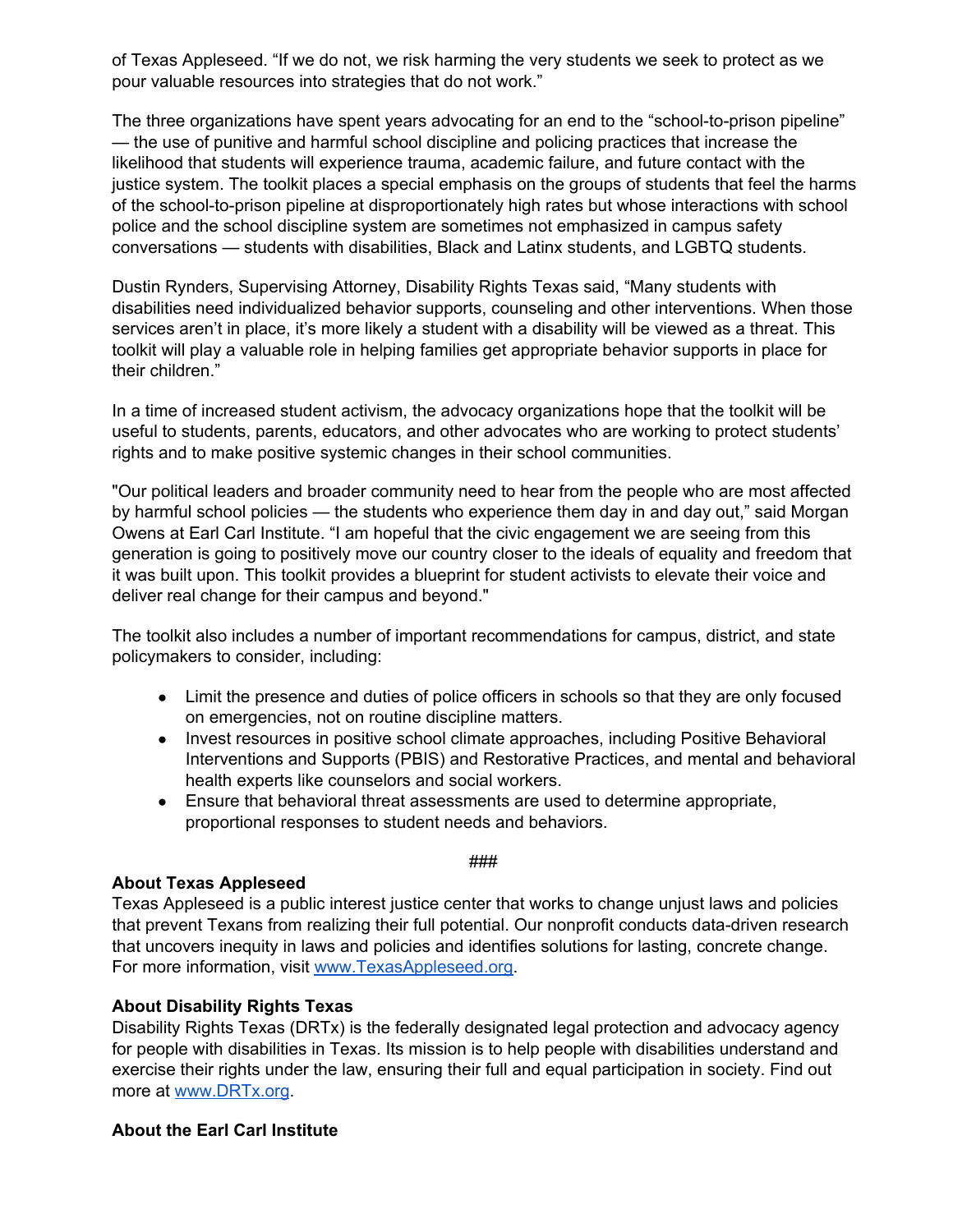of Texas Appleseed. "If we do not, we risk harming the very students we seek to protect as we pour valuable resources into strategies that do not work."

The three organizations have spent years advocating for an end to the "school-to-prison pipeline" — the use of punitive and harmful school discipline and policing practices that increase the likelihood that students will experience trauma, academic failure, and future contact with the justice system. The toolkit places a special emphasis on the groups of students that feel the harms of the school-to-prison pipeline at disproportionately high rates but whose interactions with school police and the school discipline system are sometimes not emphasized in campus safety conversations — students with disabilities, Black and Latinx students, and LGBTQ students.

Dustin Rynders, Supervising Attorney, Disability Rights Texas said, "Many students with disabilities need individualized behavior supports, counseling and other interventions. When those services aren't in place, it's more likely a student with a disability will be viewed as a threat. This toolkit will play a valuable role in helping families get appropriate behavior supports in place for their children."

In a time of increased student activism, the advocacy organizations hope that the toolkit will be useful to students, parents, educators, and other advocates who are working to protect students' rights and to make positive systemic changes in their school communities.

"Our political leaders and broader community need to hear from the people who are most affected by harmful school policies — the students who experience them day in and day out," said Morgan Owens at Earl Carl Institute. "I am hopeful that the civic engagement we are seeing from this generation is going to positively move our country closer to the ideals of equality and freedom that it was built upon. This toolkit provides a blueprint for student activists to elevate their voice and deliver real change for their campus and beyond."

The toolkit also includes a number of important recommendations for campus, district, and state policymakers to consider, including:

- Limit the presence and duties of police officers in schools so that they are only focused on emergencies, not on routine discipline matters.
- Invest resources in positive school climate approaches, including Positive Behavioral Interventions and Supports (PBIS) and Restorative Practices, and mental and behavioral health experts like counselors and social workers.
- Ensure that behavioral threat assessments are used to determine appropriate, proportional responses to student needs and behaviors.

###

**About Texas Appleseed**
Texas Appleseed is a public interest justice center that works to change unjust laws and policies that prevent Texans from realizing their full potential. Our nonprofit conducts data-driven research that uncovers inequity in laws and policies and identifies solutions for lasting, concrete change. For more information, visit www.TexasAppleseed.org.

**About Disability Rights Texas**
Disability Rights Texas (DRTx) is the federally designated legal protection and advocacy agency for people with disabilities in Texas. Its mission is to help people with disabilities understand and exercise their rights under the law, ensuring their full and equal participation in society. Find out more at www.DRTx.org.

**About the Earl Carl Institute**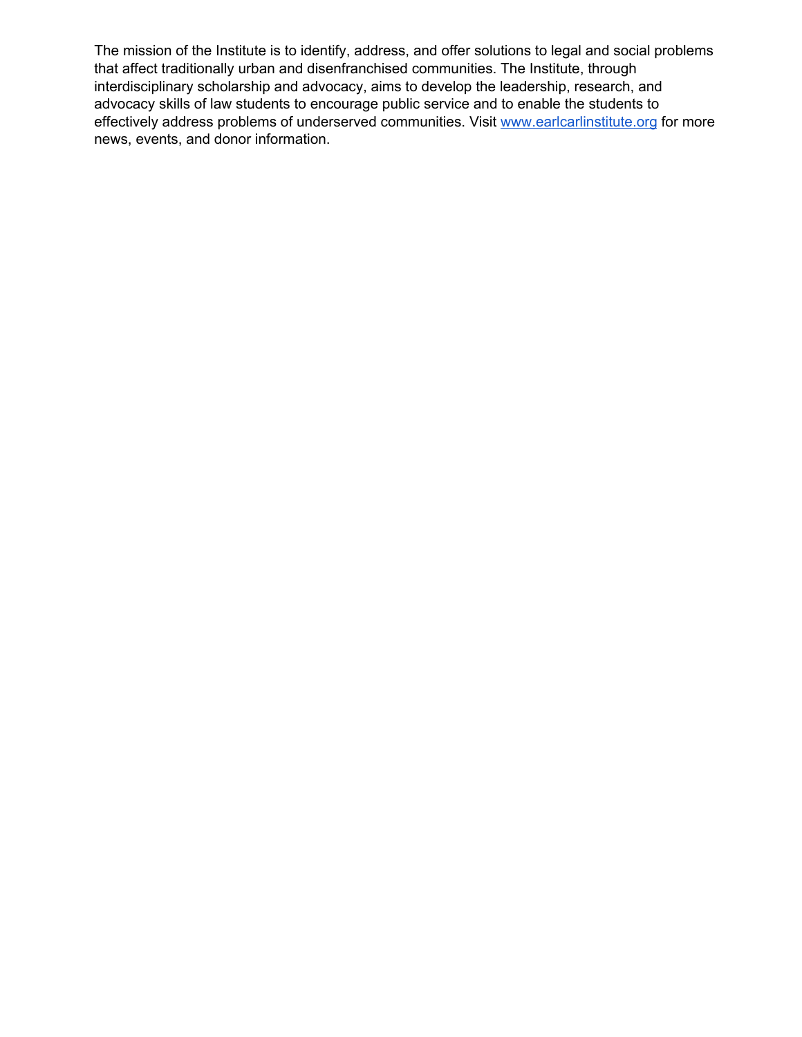The mission of the Institute is to identify, address, and offer solutions to legal and social problems that affect traditionally urban and disenfranchised communities. The Institute, through interdisciplinary scholarship and advocacy, aims to develop the leadership, research, and advocacy skills of law students to encourage public service and to enable the students to effectively address problems of underserved communities. Visit [www.earlcarlinstitute.org](http://www.earlcarlinstitute.org) for more news, events, and donor information.